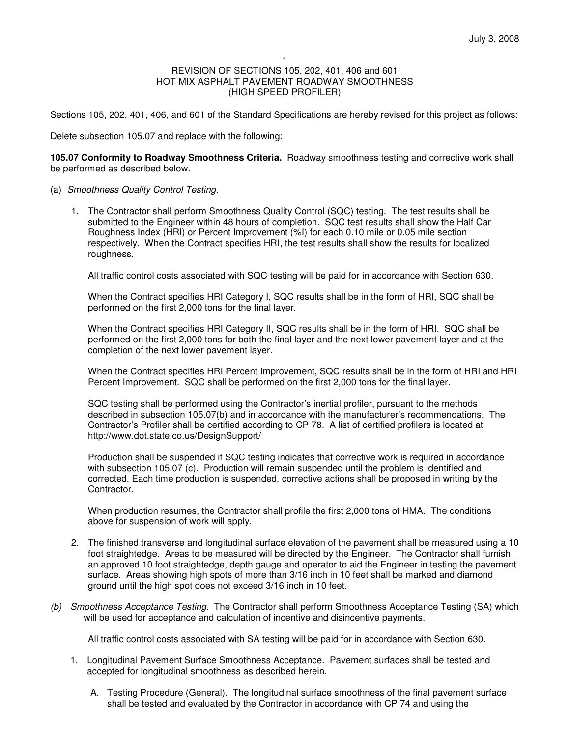July 3, 2008

# REVISION OF SECTIONS 105, 202, 401, 406 and 601
## HOT MIX ASPHALT PAVEMENT ROADWAY SMOOTHNESS
## (HIGH SPEED PROFILER)

Sections 105, 202, 401, 406, and 601 of the Standard Specifications are hereby revised for this project as follows:

Delete subsection 105.07 and replace with the following:

**105.07 Conformity to Roadway Smoothness Criteria.** Roadway smoothness testing and corrective work shall be performed as described below.

(a) *Smoothness Quality Control Testing.*

1. The Contractor shall perform Smoothness Quality Control (SQC) testing. The test results shall be submitted to the Engineer within 48 hours of completion. SQC test results shall show the Half Car Roughness Index (HRI) or Percent Improvement (%I) for each 0.10 mile or 0.05 mile section respectively. When the Contract specifies HRI, the test results shall show the results for localized roughness.

   All traffic control costs associated with SQC testing will be paid for in accordance with Section 630.

   When the Contract specifies HRI Category I, SQC results shall be in the form of HRI, SQC shall be performed on the first 2,000 tons for the final layer.

   When the Contract specifies HRI Category II, SQC results shall be in the form of HRI. SQC shall be performed on the first 2,000 tons for both the final layer and the next lower pavement layer and at the completion of the next lower pavement layer.

   When the Contract specifies HRI Percent Improvement, SQC results shall be in the form of HRI and HRI Percent Improvement. SQC shall be performed on the first 2,000 tons for the final layer.

   SQC testing shall be performed using the Contractor's inertial profiler, pursuant to the methods described in subsection 105.07(b) and in accordance with the manufacturer's recommendations. The Contractor's Profiler shall be certified according to CP 78. A list of certified profilers is located at http://www.dot.state.co.us/DesignSupport/

   Production shall be suspended if SQC testing indicates that corrective work is required in accordance with subsection 105.07 (c). Production will remain suspended until the problem is identified and corrected. Each time production is suspended, corrective actions shall be proposed in writing by the Contractor.

   When production resumes, the Contractor shall profile the first 2,000 tons of HMA. The conditions above for suspension of work will apply.

2. The finished transverse and longitudinal surface elevation of the pavement shall be measured using a 10 foot straightedge. Areas to be measured will be directed by the Engineer. The Contractor shall furnish an approved 10 foot straightedge, depth gauge and operator to aid the Engineer in testing the pavement surface. Areas showing high spots of more than 3/16 inch in 10 feet shall be marked and diamond ground until the high spot does not exceed 3/16 inch in 10 feet.

*(b) Smoothness Acceptance Testing.* The Contractor shall perform Smoothness Acceptance Testing (SA) which will be used for acceptance and calculation of incentive and disincentive payments.

   All traffic control costs associated with SA testing will be paid for in accordance with Section 630.

1. Longitudinal Pavement Surface Smoothness Acceptance. Pavement surfaces shall be tested and accepted for longitudinal smoothness as described herein.

   A. Testing Procedure (General). The longitudinal surface smoothness of the final pavement surface shall be tested and evaluated by the Contractor in accordance with CP 74 and using the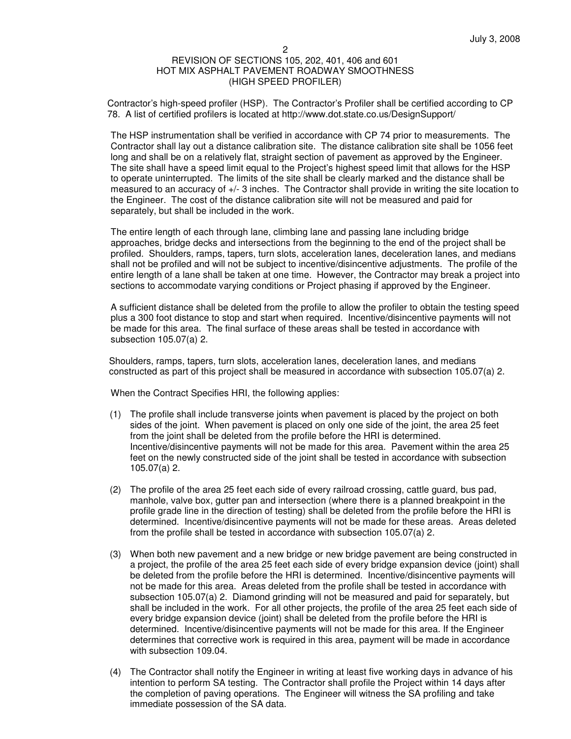Contractor's high-speed profiler (HSP). The Contractor's Profiler shall be certified according to CP 78. A list of certified profilers is located at http://www.dot.state.co.us/DesignSupport/

The HSP instrumentation shall be verified in accordance with CP 74 prior to measurements. The Contractor shall lay out a distance calibration site. The distance calibration site shall be 1056 feet long and shall be on a relatively flat, straight section of pavement as approved by the Engineer. The site shall have a speed limit equal to the Project's highest speed limit that allows for the HSP to operate uninterrupted. The limits of the site shall be clearly marked and the distance shall be measured to an accuracy of +/- 3 inches. The Contractor shall provide in writing the site location to the Engineer. The cost of the distance calibration site will not be measured and paid for separately, but shall be included in the work.

The entire length of each through lane, climbing lane and passing lane including bridge approaches, bridge decks and intersections from the beginning to the end of the project shall be profiled. Shoulders, ramps, tapers, turn slots, acceleration lanes, deceleration lanes, and medians shall not be profiled and will not be subject to incentive/disincentive adjustments. The profile of the entire length of a lane shall be taken at one time. However, the Contractor may break a project into sections to accommodate varying conditions or Project phasing if approved by the Engineer.

A sufficient distance shall be deleted from the profile to allow the profiler to obtain the testing speed plus a 300 foot distance to stop and start when required. Incentive/disincentive payments will not be made for this area. The final surface of these areas shall be tested in accordance with subsection 105.07(a) 2.

Shoulders, ramps, tapers, turn slots, acceleration lanes, deceleration lanes, and medians constructed as part of this project shall be measured in accordance with subsection 105.07(a) 2.

When the Contract Specifies HRI, the following applies:

(1) The profile shall include transverse joints when pavement is placed by the project on both sides of the joint. When pavement is placed on only one side of the joint, the area 25 feet from the joint shall be deleted from the profile before the HRI is determined. Incentive/disincentive payments will not be made for this area. Pavement within the area 25 feet on the newly constructed side of the joint shall be tested in accordance with subsection 105.07(a) 2.

(2) The profile of the area 25 feet each side of every railroad crossing, cattle guard, bus pad, manhole, valve box, gutter pan and intersection (where there is a planned breakpoint in the profile grade line in the direction of testing) shall be deleted from the profile before the HRI is determined. Incentive/disincentive payments will not be made for these areas. Areas deleted from the profile shall be tested in accordance with subsection 105.07(a) 2.

(3) When both new pavement and a new bridge or new bridge pavement are being constructed in a project, the profile of the area 25 feet each side of every bridge expansion device (joint) shall be deleted from the profile before the HRI is determined. Incentive/disincentive payments will not be made for this area. Areas deleted from the profile shall be tested in accordance with subsection 105.07(a) 2. Diamond grinding will not be measured and paid for separately, but shall be included in the work. For all other projects, the profile of the area 25 feet each side of every bridge expansion device (joint) shall be deleted from the profile before the HRI is determined. Incentive/disincentive payments will not be made for this area. If the Engineer determines that corrective work is required in this area, payment will be made in accordance with subsection 109.04.

(4) The Contractor shall notify the Engineer in writing at least five working days in advance of his intention to perform SA testing. The Contractor shall profile the Project within 14 days after the completion of paving operations. The Engineer will witness the SA profiling and take immediate possession of the SA data.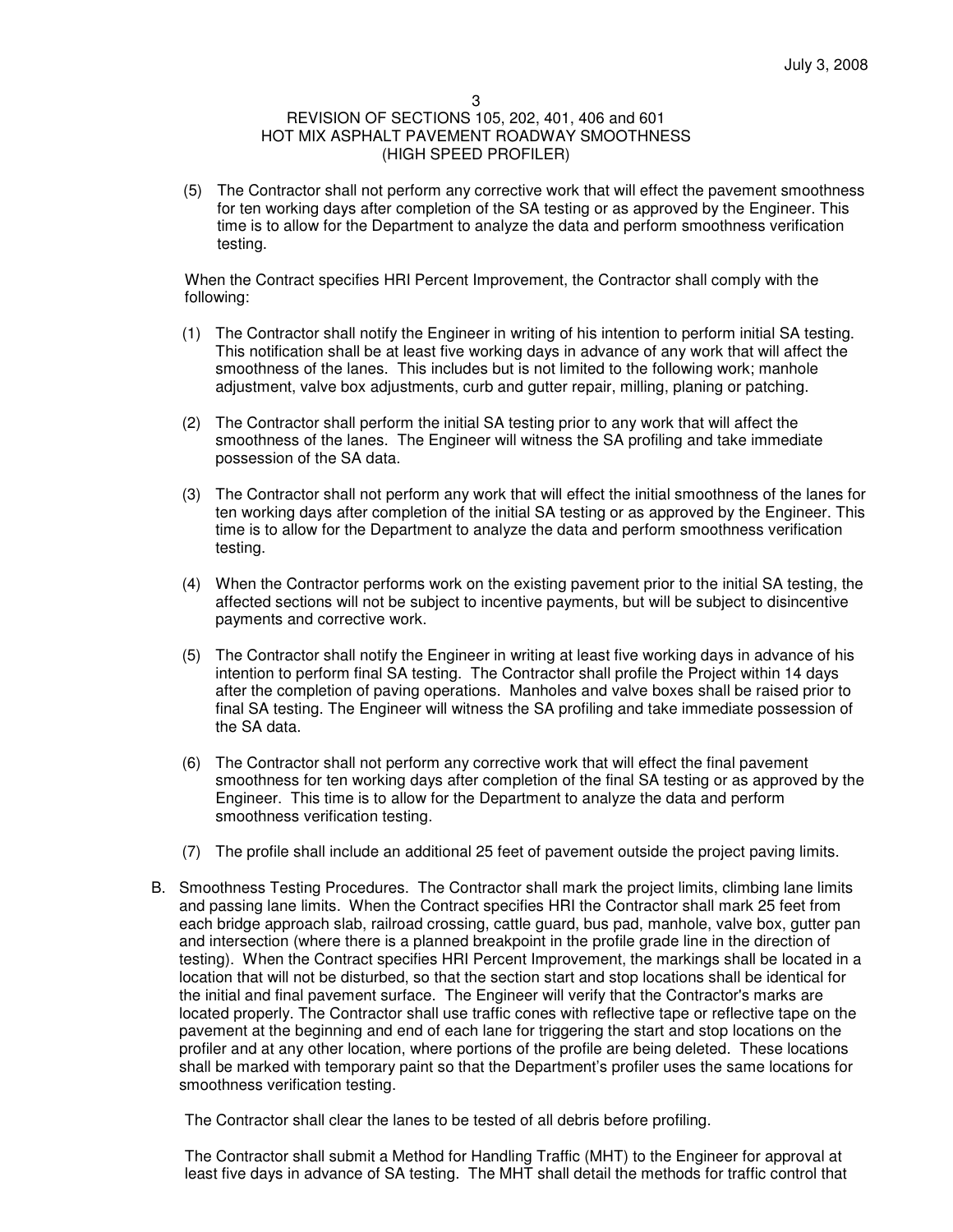(5) The Contractor shall not perform any corrective work that will effect the pavement smoothness for ten working days after completion of the SA testing or as approved by the Engineer. This time is to allow for the Department to analyze the data and perform smoothness verification testing.

When the Contract specifies HRI Percent Improvement, the Contractor shall comply with the following:

(1) The Contractor shall notify the Engineer in writing of his intention to perform initial SA testing. This notification shall be at least five working days in advance of any work that will affect the smoothness of the lanes. This includes but is not limited to the following work; manhole adjustment, valve box adjustments, curb and gutter repair, milling, planing or patching.

(2) The Contractor shall perform the initial SA testing prior to any work that will affect the smoothness of the lanes. The Engineer will witness the SA profiling and take immediate possession of the SA data.

(3) The Contractor shall not perform any work that will effect the initial smoothness of the lanes for ten working days after completion of the initial SA testing or as approved by the Engineer. This time is to allow for the Department to analyze the data and perform smoothness verification testing.

(4) When the Contractor performs work on the existing pavement prior to the initial SA testing, the affected sections will not be subject to incentive payments, but will be subject to disincentive payments and corrective work.

(5) The Contractor shall notify the Engineer in writing at least five working days in advance of his intention to perform final SA testing. The Contractor shall profile the Project within 14 days after the completion of paving operations. Manholes and valve boxes shall be raised prior to final SA testing. The Engineer will witness the SA profiling and take immediate possession of the SA data.

(6) The Contractor shall not perform any corrective work that will effect the final pavement smoothness for ten working days after completion of the final SA testing or as approved by the Engineer. This time is to allow for the Department to analyze the data and perform smoothness verification testing.

(7) The profile shall include an additional 25 feet of pavement outside the project paving limits.

B. Smoothness Testing Procedures. The Contractor shall mark the project limits, climbing lane limits and passing lane limits. When the Contract specifies HRI the Contractor shall mark 25 feet from each bridge approach slab, railroad crossing, cattle guard, bus pad, manhole, valve box, gutter pan and intersection (where there is a planned breakpoint in the profile grade line in the direction of testing). When the Contract specifies HRI Percent Improvement, the markings shall be located in a location that will not be disturbed, so that the section start and stop locations shall be identical for the initial and final pavement surface. The Engineer will verify that the Contractor's marks are located properly. The Contractor shall use traffic cones with reflective tape or reflective tape on the pavement at the beginning and end of each lane for triggering the start and stop locations on the profiler and at any other location, where portions of the profile are being deleted. These locations shall be marked with temporary paint so that the Department's profiler uses the same locations for smoothness verification testing.

The Contractor shall clear the lanes to be tested of all debris before profiling.

The Contractor shall submit a Method for Handling Traffic (MHT) to the Engineer for approval at least five days in advance of SA testing. The MHT shall detail the methods for traffic control that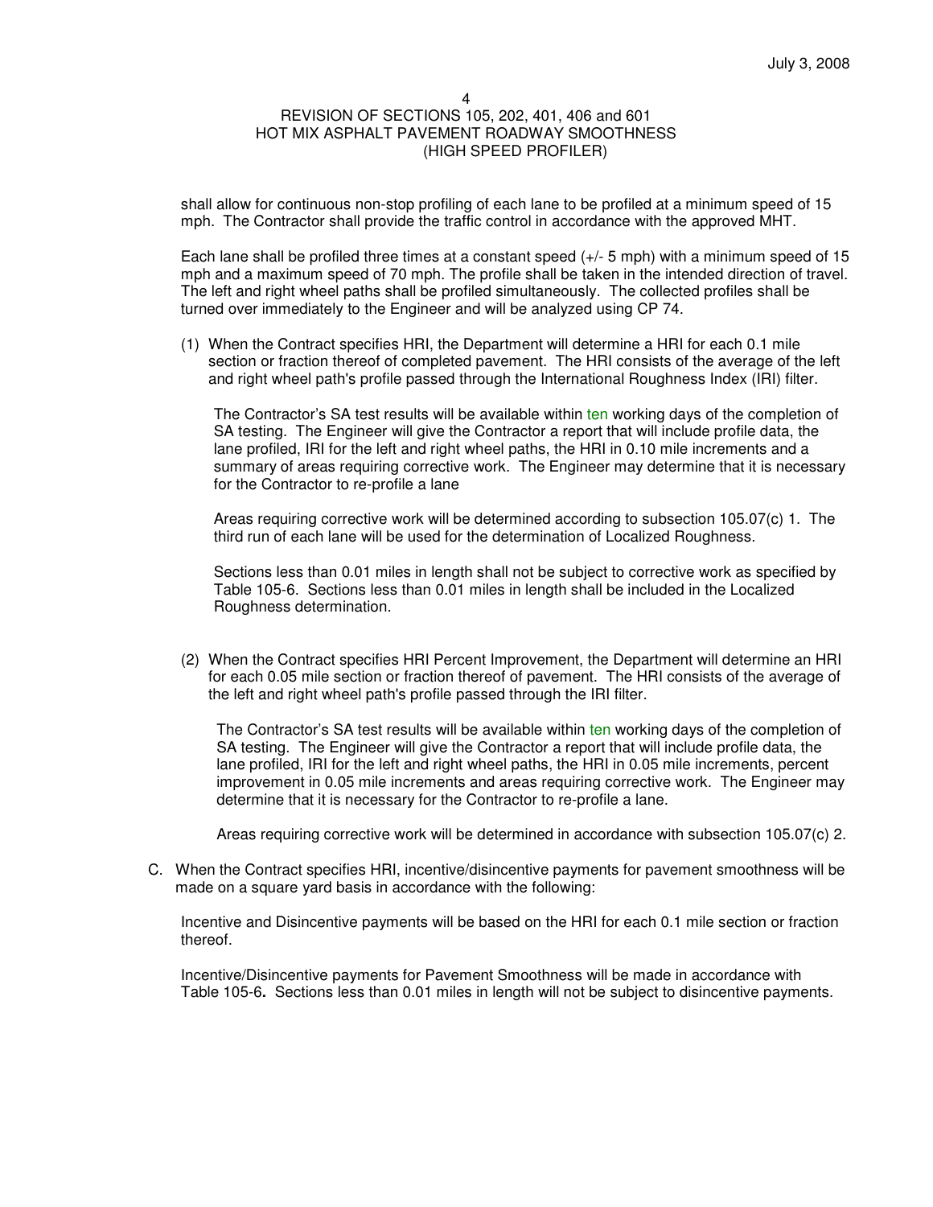shall allow for continuous non-stop profiling of each lane to be profiled at a minimum speed of 15 mph. The Contractor shall provide the traffic control in accordance with the approved MHT.

Each lane shall be profiled three times at a constant speed (+/- 5 mph) with a minimum speed of 15 mph and a maximum speed of 70 mph. The profile shall be taken in the intended direction of travel. The left and right wheel paths shall be profiled simultaneously. The collected profiles shall be turned over immediately to the Engineer and will be analyzed using CP 74.

(1) When the Contract specifies HRI, the Department will determine a HRI for each 0.1 mile section or fraction thereof of completed pavement. The HRI consists of the average of the left and right wheel path's profile passed through the International Roughness Index (IRI) filter.

    The Contractor's SA test results will be available within ten working days of the completion of SA testing. The Engineer will give the Contractor a report that will include profile data, the lane profiled, IRI for the left and right wheel paths, the HRI in 0.10 mile increments and a summary of areas requiring corrective work. The Engineer may determine that it is necessary for the Contractor to re-profile a lane

    Areas requiring corrective work will be determined according to subsection 105.07(c) 1. The third run of each lane will be used for the determination of Localized Roughness.

    Sections less than 0.01 miles in length shall not be subject to corrective work as specified by Table 105-6. Sections less than 0.01 miles in length shall be included in the Localized Roughness determination.

(2) When the Contract specifies HRI Percent Improvement, the Department will determine an HRI for each 0.05 mile section or fraction thereof of pavement. The HRI consists of the average of the left and right wheel path's profile passed through the IRI filter.

    The Contractor's SA test results will be available within ten working days of the completion of SA testing. The Engineer will give the Contractor a report that will include profile data, the lane profiled, IRI for the left and right wheel paths, the HRI in 0.05 mile increments, percent improvement in 0.05 mile increments and areas requiring corrective work. The Engineer may determine that it is necessary for the Contractor to re-profile a lane.

    Areas requiring corrective work will be determined in accordance with subsection 105.07(c) 2.

C. When the Contract specifies HRI, incentive/disincentive payments for pavement smoothness will be made on a square yard basis in accordance with the following:

   Incentive and Disincentive payments will be based on the HRI for each 0.1 mile section or fraction thereof.

   Incentive/Disincentive payments for Pavement Smoothness will be made in accordance with Table 105-6**.** Sections less than 0.01 miles in length will not be subject to disincentive payments.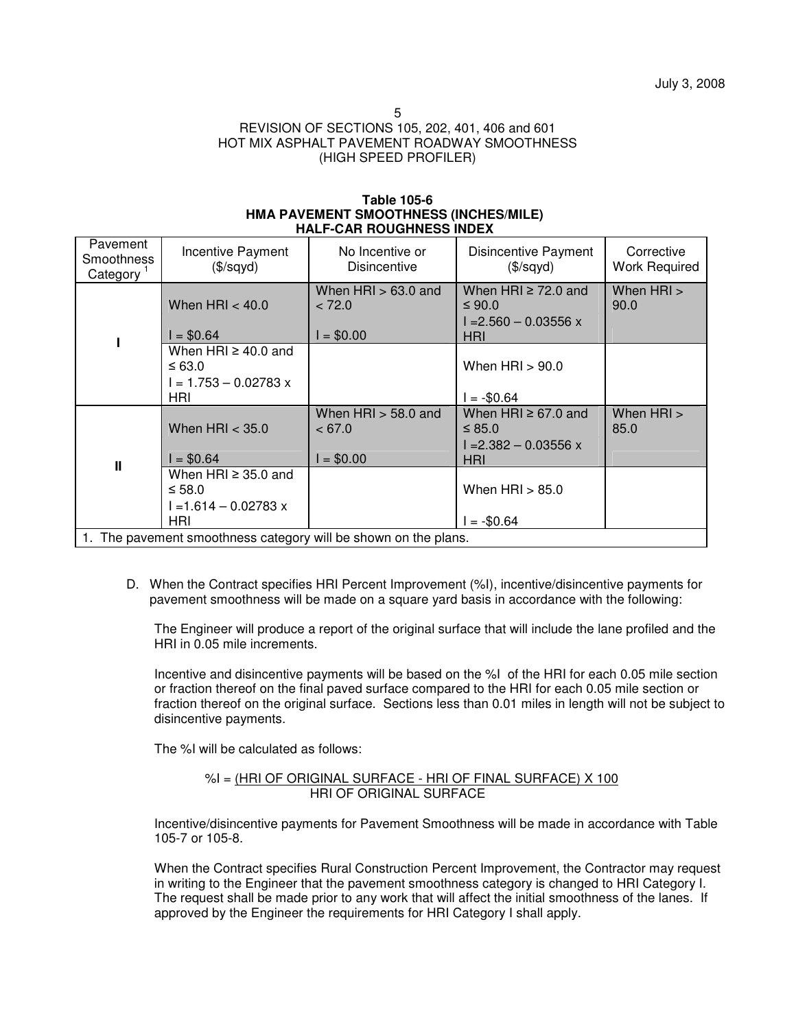July 3, 2008

REVISION OF SECTIONS 105, 202, 401, 406 and 601
HOT MIX ASPHALT PAVEMENT ROADWAY SMOOTHNESS
(HIGH SPEED PROFILER)

**Table 105-6**
**HMA PAVEMENT SMOOTHNESS (INCHES/MILE)**
**HALF-CAR ROUGHNESS INDEX**

| Pavement Smoothness Category [1] | Incentive Payment ($/sqyd) | No Incentive or Disincentive | Disincentive Payment ($/sqyd) | Corrective Work Required |
|---|---|---|---|---|
| **I** | When HRI < 40.0<br>I = $0.64 | When HRI > 63.0 and < 72.0<br>I = $0.00 | When HRI ≥ 72.0 and ≤ 90.0<br>I =2.560 – 0.03556 x HRI | When HRI > 90.0 |
| | When HRI ≥ 40.0 and ≤ 63.0<br>I = 1.753 – 0.02783 x HRI | | When HRI > 90.0<br>I = -$0.64 | |
| **II** | When HRI < 35.0<br>I = $0.64 | When HRI > 58.0 and < 67.0<br>I = $0.00 | When HRI ≥ 67.0 and ≤ 85.0<br>I =2.382 – 0.03556 x HRI | When HRI > 85.0 |
| | When HRI ≥ 35.0 and ≤ 58.0<br>I =1.614 – 0.02783 x HRI | | When HRI > 85.0<br>I = -$0.64 | |

1. The pavement smoothness category will be shown on the plans.

D. When the Contract specifies HRI Percent Improvement (%I), incentive/disincentive payments for pavement smoothness will be made on a square yard basis in accordance with the following:

The Engineer will produce a report of the original surface that will include the lane profiled and the HRI in 0.05 mile increments.

Incentive and disincentive payments will be based on the %I of the HRI for each 0.05 mile section or fraction thereof on the final paved surface compared to the HRI for each 0.05 mile section or fraction thereof on the original surface. Sections less than 0.01 miles in length will not be subject to disincentive payments.

The %I will be calculated as follows:

$$\%I = \frac{(\text{HRI OF ORIGINAL SURFACE} - \text{HRI OF FINAL SURFACE}) \times 100}{\text{HRI OF ORIGINAL SURFACE}}$$

Incentive/disincentive payments for Pavement Smoothness will be made in accordance with Table 105-7 or 105-8.

When the Contract specifies Rural Construction Percent Improvement, the Contractor may request in writing to the Engineer that the pavement smoothness category is changed to HRI Category I. The request shall be made prior to any work that will affect the initial smoothness of the lanes. If approved by the Engineer the requirements for HRI Category I shall apply.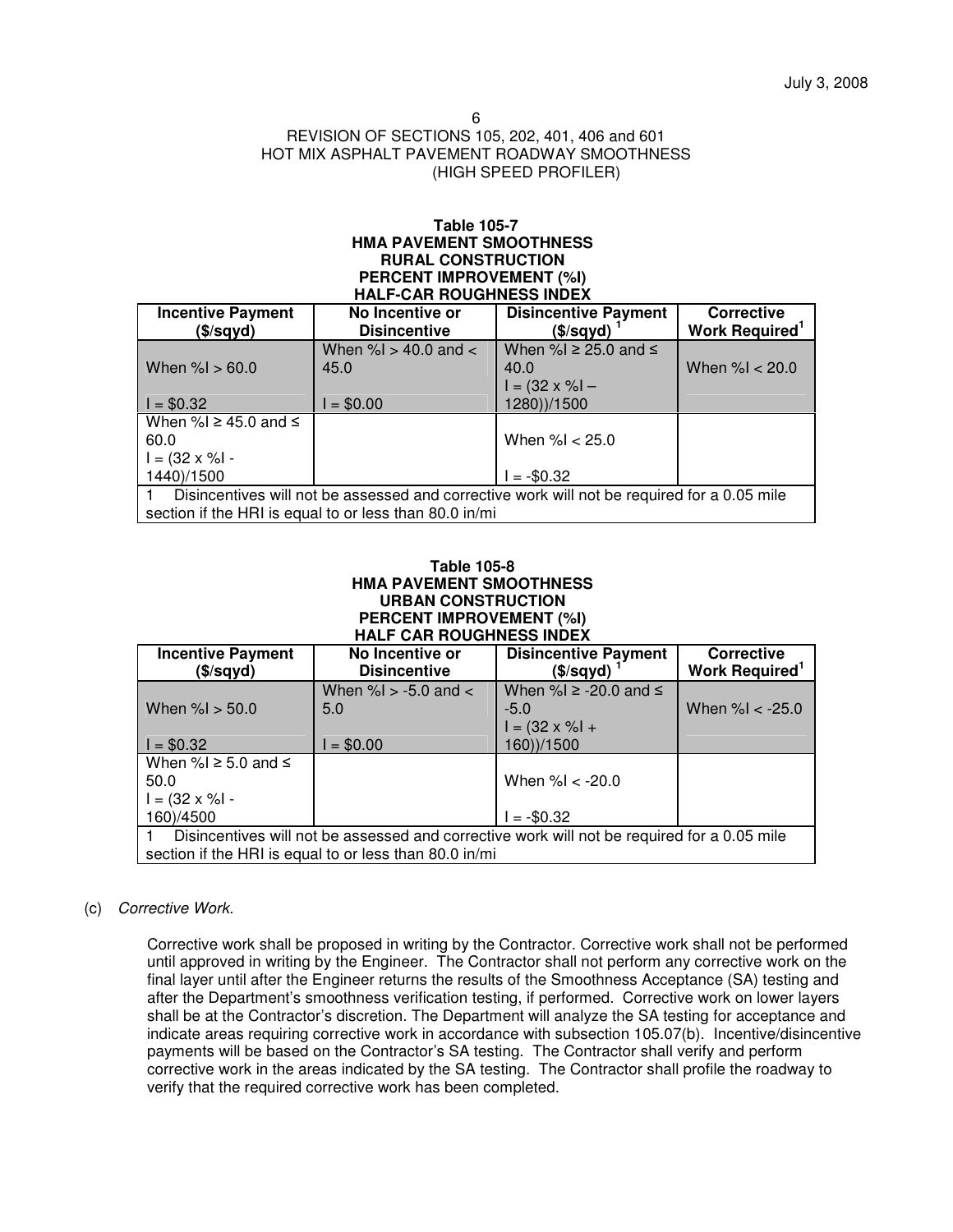REVISION OF SECTIONS 105, 202, 401, 406 and 601
HOT MIX ASPHALT PAVEMENT ROADWAY SMOOTHNESS
(HIGH SPEED PROFILER)

**Table 105-7**
**HMA PAVEMENT SMOOTHNESS**
**RURAL CONSTRUCTION**
**PERCENT IMPROVEMENT (%I)**
**HALF-CAR ROUGHNESS INDEX**

| Incentive Payment ($/sqyd) | No Incentive or Disincentive | Disincentive Payment ($/sqyd) [1] | Corrective Work Required[1] |
|---|---|---|---|
| When %I > 60.0<br>I = $0.32 | When %I > 40.0 and < 45.0<br>I = $0.00 | When %I ≥ 25.0 and ≤ 40.0<br>I = (32 x %I – 1280))/1500 | When %I < 20.0 |
| When %I ≥ 45.0 and ≤ 60.0<br>I = (32 x %I - 1440)/1500 | | When %I < 25.0<br>I = -$0.32 | |

1 Disincentives will not be assessed and corrective work will not be required for a 0.05 mile section if the HRI is equal to or less than 80.0 in/mi

**Table 105-8**
**HMA PAVEMENT SMOOTHNESS**
**URBAN CONSTRUCTION**
**PERCENT IMPROVEMENT (%I)**
**HALF CAR ROUGHNESS INDEX**

| Incentive Payment ($/sqyd) | No Incentive or Disincentive | Disincentive Payment ($/sqyd) [1] | Corrective Work Required[1] |
|---|---|---|---|
| When %I > 50.0<br>I = $0.32 | When %I > -5.0 and < 5.0<br>I = $0.00 | When %I ≥ -20.0 and ≤ -5.0<br>I = (32 x %I + 160))/1500 | When %I < -25.0 |
| When %I ≥ 5.0 and ≤ 50.0<br>I = (32 x %I - 160)/4500 | | When %I < -20.0<br>I = -$0.32 | |

1 Disincentives will not be assessed and corrective work will not be required for a 0.05 mile section if the HRI is equal to or less than 80.0 in/mi

(c) *Corrective Work.*

Corrective work shall be proposed in writing by the Contractor. Corrective work shall not be performed until approved in writing by the Engineer. The Contractor shall not perform any corrective work on the final layer until after the Engineer returns the results of the Smoothness Acceptance (SA) testing and after the Department's smoothness verification testing, if performed. Corrective work on lower layers shall be at the Contractor's discretion. The Department will analyze the SA testing for acceptance and indicate areas requiring corrective work in accordance with subsection 105.07(b). Incentive/disincentive payments will be based on the Contractor's SA testing. The Contractor shall verify and perform corrective work in the areas indicated by the SA testing. The Contractor shall profile the roadway to verify that the required corrective work has been completed.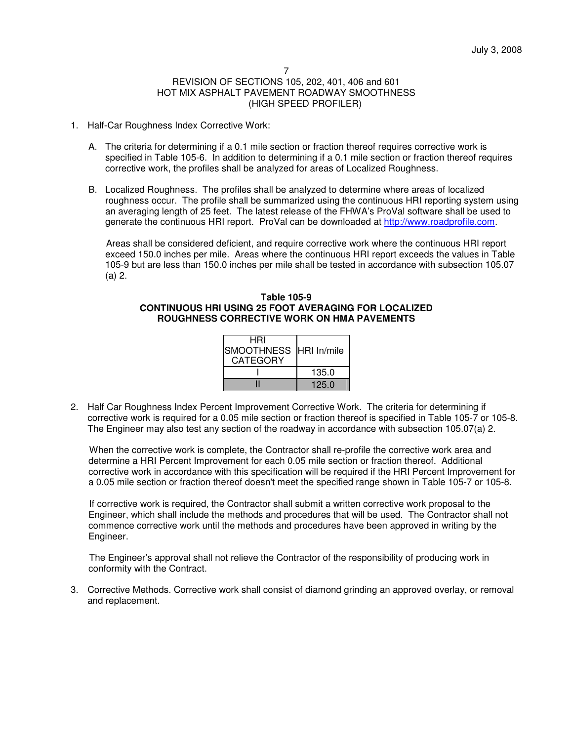REVISION OF SECTIONS 105, 202, 401, 406 and 601
HOT MIX ASPHALT PAVEMENT ROADWAY SMOOTHNESS
(HIGH SPEED PROFILER)

1. Half-Car Roughness Index Corrective Work:

   A. The criteria for determining if a 0.1 mile section or fraction thereof requires corrective work is specified in Table 105-6. In addition to determining if a 0.1 mile section or fraction thereof requires corrective work, the profiles shall be analyzed for areas of Localized Roughness.

   B. Localized Roughness. The profiles shall be analyzed to determine where areas of localized roughness occur. The profile shall be summarized using the continuous HRI reporting system using an averaging length of 25 feet. The latest release of the FHWA's ProVal software shall be used to generate the continuous HRI report. ProVal can be downloaded at http://www.roadprofile.com.

      Areas shall be considered deficient, and require corrective work where the continuous HRI report exceed 150.0 inches per mile. Areas where the continuous HRI report exceeds the values in Table 105-9 but are less than 150.0 inches per mile shall be tested in accordance with subsection 105.07 (a) 2.

**Table 105-9**
**CONTINUOUS HRI USING 25 FOOT AVERAGING FOR LOCALIZED ROUGHNESS CORRECTIVE WORK ON HMA PAVEMENTS**

| HRI SMOOTHNESS CATEGORY | HRI In/mile |
|---|---|
| I | 135.0 |
| II | 125.0 |

2. Half Car Roughness Index Percent Improvement Corrective Work. The criteria for determining if corrective work is required for a 0.05 mile section or fraction thereof is specified in Table 105-7 or 105-8. The Engineer may also test any section of the roadway in accordance with subsection 105.07(a) 2.

   When the corrective work is complete, the Contractor shall re-profile the corrective work area and determine a HRI Percent Improvement for each 0.05 mile section or fraction thereof. Additional corrective work in accordance with this specification will be required if the HRI Percent Improvement for a 0.05 mile section or fraction thereof doesn't meet the specified range shown in Table 105-7 or 105-8.

   If corrective work is required, the Contractor shall submit a written corrective work proposal to the Engineer, which shall include the methods and procedures that will be used. The Contractor shall not commence corrective work until the methods and procedures have been approved in writing by the Engineer.

   The Engineer's approval shall not relieve the Contractor of the responsibility of producing work in conformity with the Contract.

3. Corrective Methods. Corrective work shall consist of diamond grinding an approved overlay, or removal and replacement.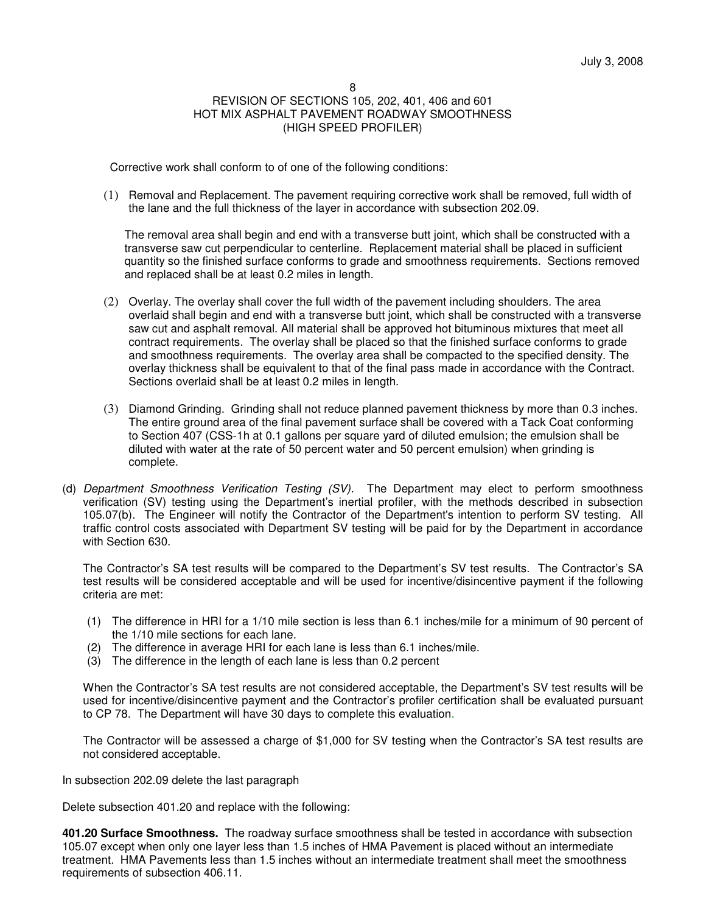Corrective work shall conform to of one of the following conditions:

(1) Removal and Replacement. The pavement requiring corrective work shall be removed, full width of the lane and the full thickness of the layer in accordance with subsection 202.09.

The removal area shall begin and end with a transverse butt joint, which shall be constructed with a transverse saw cut perpendicular to centerline. Replacement material shall be placed in sufficient quantity so the finished surface conforms to grade and smoothness requirements. Sections removed and replaced shall be at least 0.2 miles in length.

(2) Overlay. The overlay shall cover the full width of the pavement including shoulders. The area overlaid shall begin and end with a transverse butt joint, which shall be constructed with a transverse saw cut and asphalt removal. All material shall be approved hot bituminous mixtures that meet all contract requirements. The overlay shall be placed so that the finished surface conforms to grade and smoothness requirements. The overlay area shall be compacted to the specified density. The overlay thickness shall be equivalent to that of the final pass made in accordance with the Contract. Sections overlaid shall be at least 0.2 miles in length.

(3) Diamond Grinding. Grinding shall not reduce planned pavement thickness by more than 0.3 inches. The entire ground area of the final pavement surface shall be covered with a Tack Coat conforming to Section 407 (CSS-1h at 0.1 gallons per square yard of diluted emulsion; the emulsion shall be diluted with water at the rate of 50 percent water and 50 percent emulsion) when grinding is complete.

(d) *Department Smoothness Verification Testing (SV).* The Department may elect to perform smoothness verification (SV) testing using the Department's inertial profiler, with the methods described in subsection 105.07(b). The Engineer will notify the Contractor of the Department's intention to perform SV testing. All traffic control costs associated with Department SV testing will be paid for by the Department in accordance with Section 630.

The Contractor's SA test results will be compared to the Department's SV test results. The Contractor's SA test results will be considered acceptable and will be used for incentive/disincentive payment if the following criteria are met:

(1) The difference in HRI for a 1/10 mile section is less than 6.1 inches/mile for a minimum of 90 percent of the 1/10 mile sections for each lane.
(2) The difference in average HRI for each lane is less than 6.1 inches/mile.
(3) The difference in the length of each lane is less than 0.2 percent

When the Contractor's SA test results are not considered acceptable, the Department's SV test results will be used for incentive/disincentive payment and the Contractor's profiler certification shall be evaluated pursuant to CP 78. The Department will have 30 days to complete this evaluation.

The Contractor will be assessed a charge of $1,000 for SV testing when the Contractor's SA test results are not considered acceptable.

In subsection 202.09 delete the last paragraph

Delete subsection 401.20 and replace with the following:

**401.20 Surface Smoothness.** The roadway surface smoothness shall be tested in accordance with subsection 105.07 except when only one layer less than 1.5 inches of HMA Pavement is placed without an intermediate treatment. HMA Pavements less than 1.5 inches without an intermediate treatment shall meet the smoothness requirements of subsection 406.11.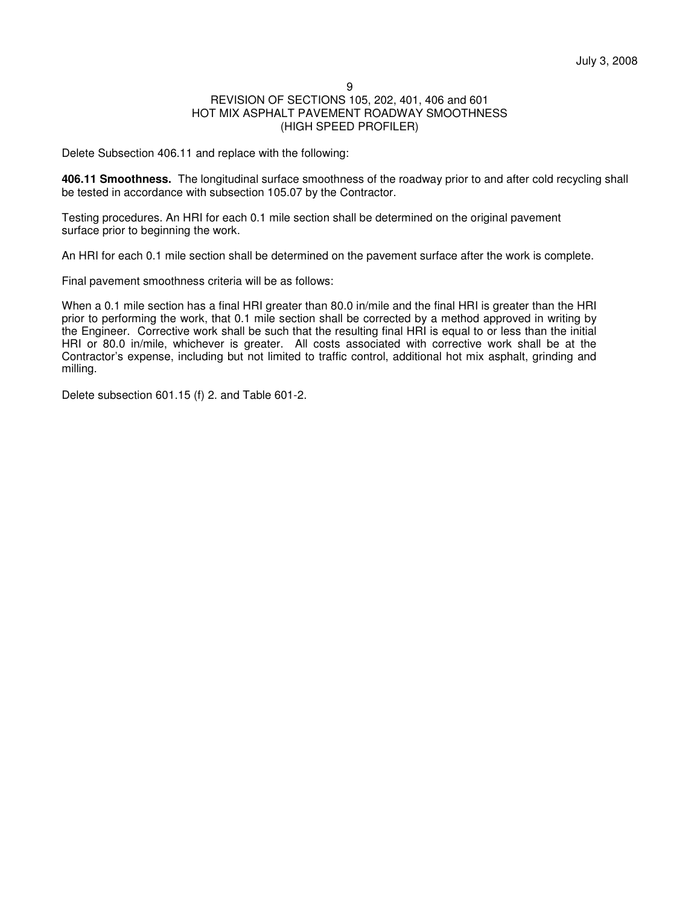# REVISION OF SECTIONS 105, 202, 401, 406 and 601
## HOT MIX ASPHALT PAVEMENT ROADWAY SMOOTHNESS
## (HIGH SPEED PROFILER)

Delete Subsection 406.11 and replace with the following:

**406.11 Smoothness.** The longitudinal surface smoothness of the roadway prior to and after cold recycling shall be tested in accordance with subsection 105.07 by the Contractor.

Testing procedures. An HRI for each 0.1 mile section shall be determined on the original pavement surface prior to beginning the work.

An HRI for each 0.1 mile section shall be determined on the pavement surface after the work is complete.

Final pavement smoothness criteria will be as follows:

When a 0.1 mile section has a final HRI greater than 80.0 in/mile and the final HRI is greater than the HRI prior to performing the work, that 0.1 mile section shall be corrected by a method approved in writing by the Engineer. Corrective work shall be such that the resulting final HRI is equal to or less than the initial HRI or 80.0 in/mile, whichever is greater. All costs associated with corrective work shall be at the Contractor's expense, including but not limited to traffic control, additional hot mix asphalt, grinding and milling.

Delete subsection 601.15 (f) 2. and Table 601-2.